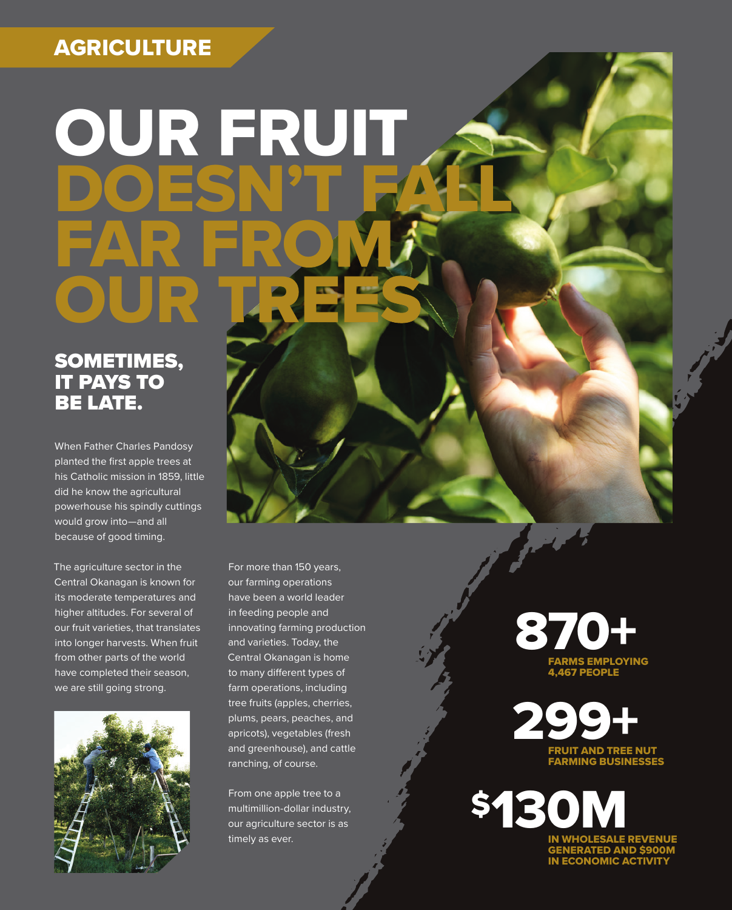AGRICULTURE

# OUR FRUIT DOESN'T FALL FAR FROM OUR TREES

## SOMETIMES, IT PAYS TO BE LATE.

When Father Charles Pandosy planted the first apple trees at his Catholic mission in 1859, little did he know the agricultural powerhouse his spindly cuttings would grow into—and all because of good timing.

The agriculture sector in the Central Okanagan is known for its moderate temperatures and higher altitudes. For several of our fruit varieties, that translates into longer harvests. When fruit from other parts of the world have completed their season, we are still going strong.

For more than 150 years, our farming operations have been a world leader in feeding people and innovating farming production and varieties. Today, the Central Okanagan is home to many different types of farm operations, including tree fruits (apples, cherries, plums, pears, peaches, and apricots), vegetables (fresh and greenhouse), and cattle ranching, of course.

From one apple tree to a multimillion-dollar industry, our agriculture sector is as timely as ever.

**870+**
FARMS EMPLOYING 4,467 PEOPLE

**299+**
FRUIT AND TREE NUT FARMING BUSINESSES

**$130M**
IN WHOLESALE REVENUE GENERATED AND $900M IN ECONOMIC ACTIVITY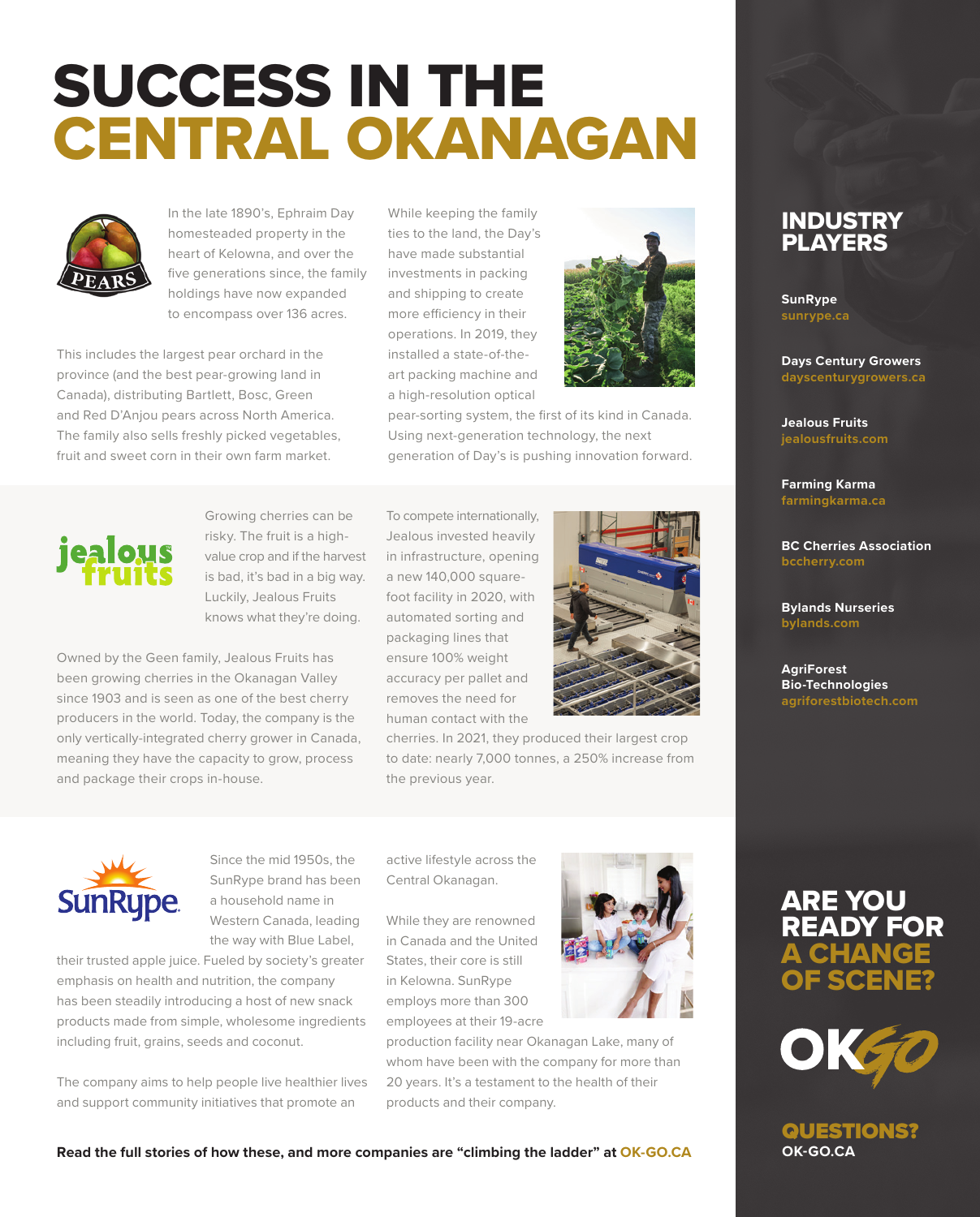# SUCCESS IN THE CENTRAL OKANAGAN

In the late 1890's, Ephraim Day homesteaded property in the heart of Kelowna, and over the five generations since, the family holdings have now expanded to encompass over 136 acres.

This includes the largest pear orchard in the province (and the best pear-growing land in Canada), distributing Bartlett, Bosc, Green and Red D'Anjou pears across North America. The family also sells freshly picked vegetables, fruit and sweet corn in their own farm market.

While keeping the family ties to the land, the Day's have made substantial investments in packing and shipping to create more efficiency in their operations. In 2019, they installed a state-of-the-art packing machine and a high-resolution optical pear-sorting system, the first of its kind in Canada. Using next-generation technology, the next generation of Day's is pushing innovation forward.

Growing cherries can be risky. The fruit is a high-value crop and if the harvest is bad, it's bad in a big way. Luckily, Jealous Fruits knows what they're doing.

Owned by the Geen family, Jealous Fruits has been growing cherries in the Okanagan Valley since 1903 and is seen as one of the best cherry producers in the world. Today, the company is the only vertically-integrated cherry grower in Canada, meaning they have the capacity to grow, process and package their crops in-house.

To compete internationally, Jealous invested heavily in infrastructure, opening a new 140,000 square-foot facility in 2020, with automated sorting and packaging lines that ensure 100% weight accuracy per pallet and removes the need for human contact with the cherries. In 2021, they produced their largest crop to date: nearly 7,000 tonnes, a 250% increase from the previous year.

Since the mid 1950s, the SunRype brand has been a household name in Western Canada, leading the way with Blue Label, their trusted apple juice. Fueled by society's greater emphasis on health and nutrition, the company has been steadily introducing a host of new snack products made from simple, wholesome ingredients including fruit, grains, seeds and coconut.

The company aims to help people live healthier lives and support community initiatives that promote an active lifestyle across the Central Okanagan.

While they are renowned in Canada and the United States, their core is still in Kelowna. SunRype employs more than 300 employees at their 19-acre production facility near Okanagan Lake, many of whom have been with the company for more than 20 years. It's a testament to the health of their products and their company.

**Read the full stories of how these, and more companies are "climbing the ladder" at OK-GO.CA**

## INDUSTRY PLAYERS

**SunRype**
sunrype.ca

**Days Century Growers**
dayscenturygrowers.ca

**Jealous Fruits**
jealousfruits.com

**Farming Karma**
farmingkarma.ca

**BC Cherries Association**
bccherry.com

**Bylands Nurseries**
bylands.com

**AgriForest Bio-Technologies**
agriforestbiotech.com

## ARE YOU READY FOR A CHANGE OF SCENE?

OKGO

**QUESTIONS?**
**OK-GO.CA**